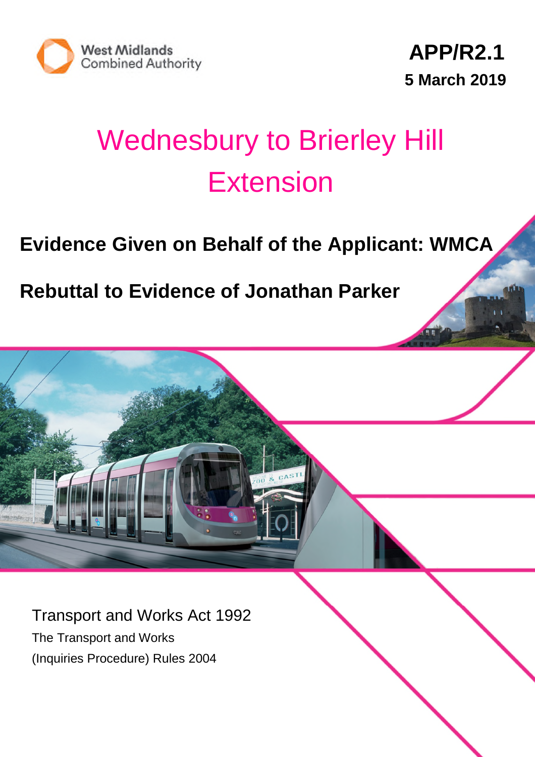West Midlands Combined Authority

**APP/R2.1**

**5 March 2019**

# Wednesbury to Brierley Hill Extension

## Evidence Given on Behalf of the Applicant: WMCA

## Rebuttal to Evidence of Jonathan Parker

Transport and Works Act 1992

The Transport and Works

(Inquiries Procedure) Rules 2004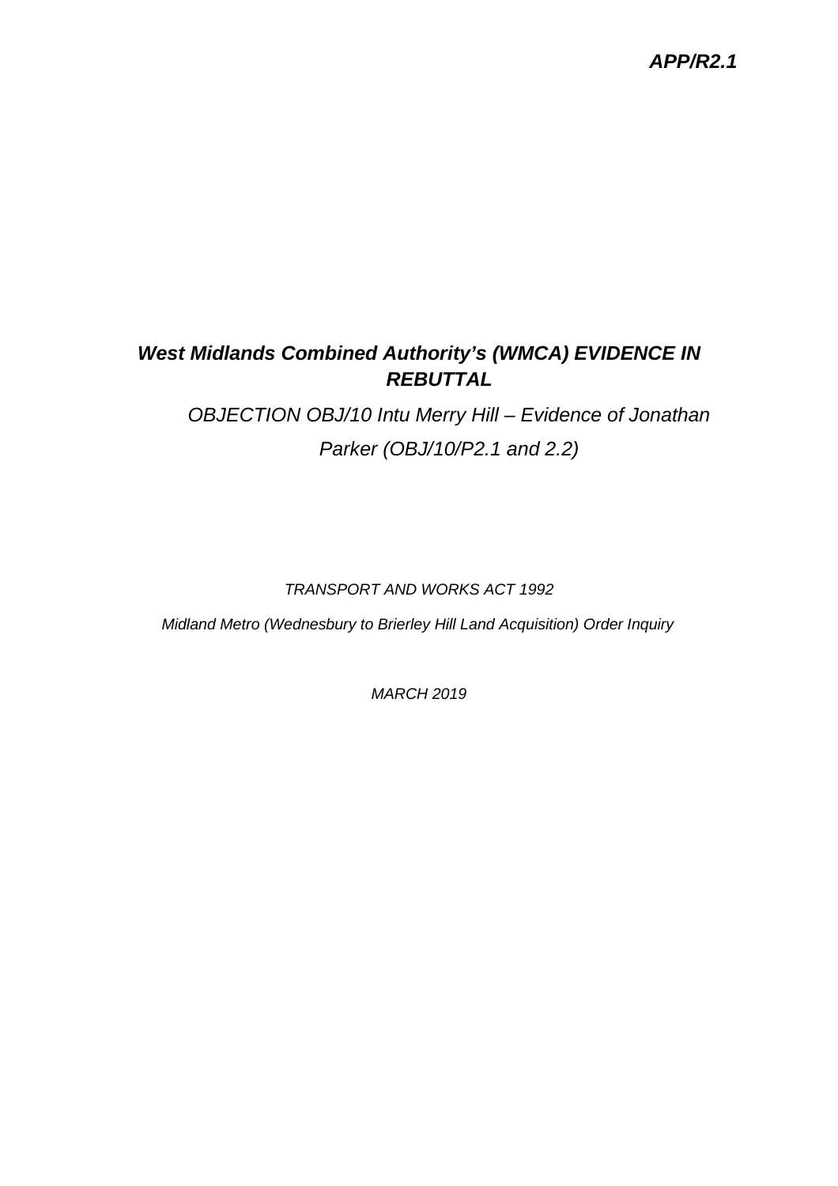*APP/R2.1*

# ***West Midlands Combined Authority's (WMCA) EVIDENCE IN REBUTTAL***

*OBJECTION OBJ/10 Intu Merry Hill – Evidence of Jonathan Parker (OBJ/10/P2.1 and 2.2)*

*TRANSPORT AND WORKS ACT 1992*

*Midland Metro (Wednesbury to Brierley Hill Land Acquisition) Order Inquiry*

*MARCH 2019*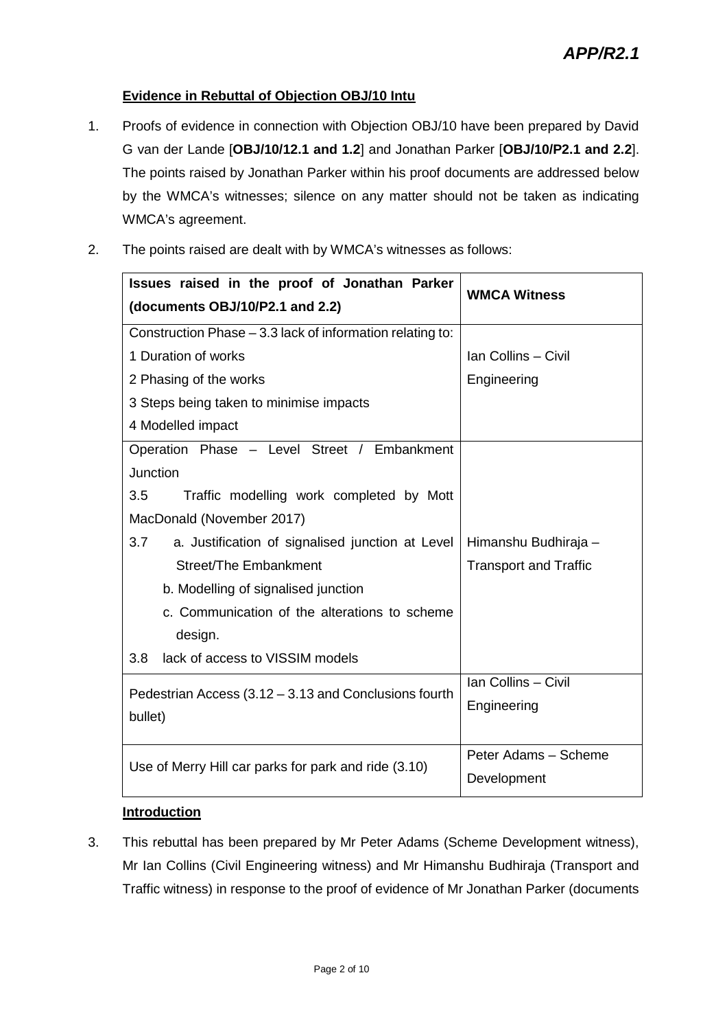## Evidence in Rebuttal of Objection OBJ/10 Intu

1. Proofs of evidence in connection with Objection OBJ/10 have been prepared by David G van der Lande [**OBJ/10/12.1 and 1.2**] and Jonathan Parker [**OBJ/10/P2.1 and 2.2**]. The points raised by Jonathan Parker within his proof documents are addressed below by the WMCA's witnesses; silence on any matter should not be taken as indicating WMCA's agreement.

2. The points raised are dealt with by WMCA's witnesses as follows:

| Issues raised in the proof of Jonathan Parker (documents OBJ/10/P2.1 and 2.2) | WMCA Witness |
|---|---|
| Construction Phase – 3.3 lack of information relating to:<br>1 Duration of works<br>2 Phasing of the works<br>3 Steps being taken to minimise impacts<br>4 Modelled impact | Ian Collins – Civil Engineering |
| Operation Phase – Level Street / Embankment Junction<br>3.5 Traffic modelling work completed by Mott MacDonald (November 2017)<br>3.7 a. Justification of signalised junction at Level Street/The Embankment<br>b. Modelling of signalised junction<br>c. Communication of the alterations to scheme design.<br>3.8 lack of access to VISSIM models | Himanshu Budhiraja – Transport and Traffic |
| Pedestrian Access (3.12 – 3.13 and Conclusions fourth bullet) | Ian Collins – Civil Engineering |
| Use of Merry Hill car parks for park and ride (3.10) | Peter Adams – Scheme Development |

## Introduction

3. This rebuttal has been prepared by Mr Peter Adams (Scheme Development witness), Mr Ian Collins (Civil Engineering witness) and Mr Himanshu Budhiraja (Transport and Traffic witness) in response to the proof of evidence of Mr Jonathan Parker (documents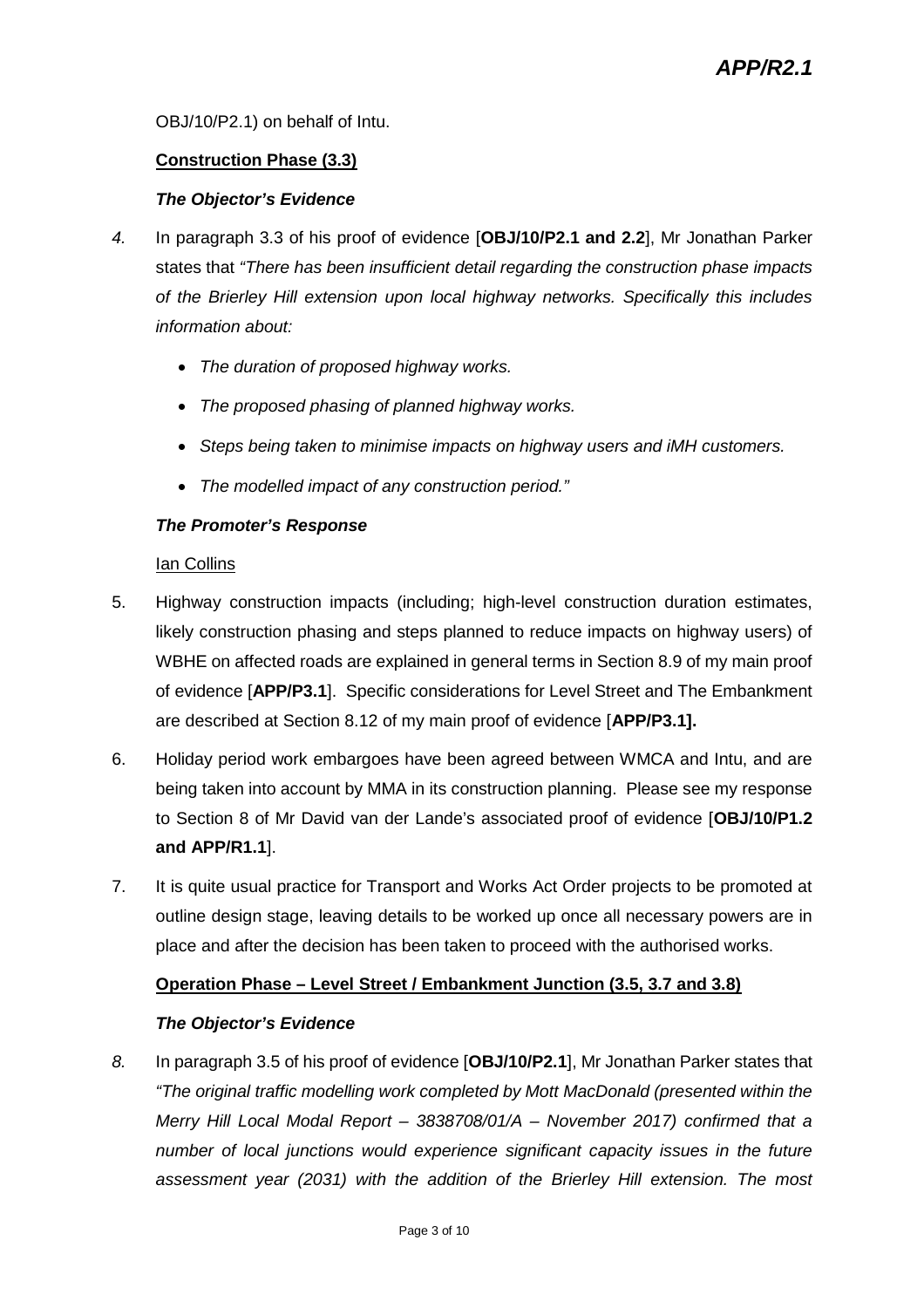OBJ/10/P2.1) on behalf of Intu.

**Construction Phase (3.3)**

***The Objector's Evidence***

*4.* In paragraph 3.3 of his proof of evidence [**OBJ/10/P2.1 and 2.2**], Mr Jonathan Parker states that *"There has been insufficient detail regarding the construction phase impacts of the Brierley Hill extension upon local highway networks. Specifically this includes information about:*

- *The duration of proposed highway works.*
- *The proposed phasing of planned highway works.*
- *Steps being taken to minimise impacts on highway users and iMH customers.*
- *The modelled impact of any construction period."*

***The Promoter's Response***

Ian Collins

5. Highway construction impacts (including; high-level construction duration estimates, likely construction phasing and steps planned to reduce impacts on highway users) of WBHE on affected roads are explained in general terms in Section 8.9 of my main proof of evidence [**APP/P3.1**]. Specific considerations for Level Street and The Embankment are described at Section 8.12 of my main proof of evidence [**APP/P3.1].**

6. Holiday period work embargoes have been agreed between WMCA and Intu, and are being taken into account by MMA in its construction planning. Please see my response to Section 8 of Mr David van der Lande's associated proof of evidence [**OBJ/10/P1.2 and APP/R1.1**].

7. It is quite usual practice for Transport and Works Act Order projects to be promoted at outline design stage, leaving details to be worked up once all necessary powers are in place and after the decision has been taken to proceed with the authorised works.

**Operation Phase – Level Street / Embankment Junction (3.5, 3.7 and 3.8)**

***The Objector's Evidence***

*8.* In paragraph 3.5 of his proof of evidence [**OBJ/10/P2.1**], Mr Jonathan Parker states that *"The original traffic modelling work completed by Mott MacDonald (presented within the Merry Hill Local Modal Report – 3838708/01/A – November 2017) confirmed that a number of local junctions would experience significant capacity issues in the future assessment year (2031) with the addition of the Brierley Hill extension. The most*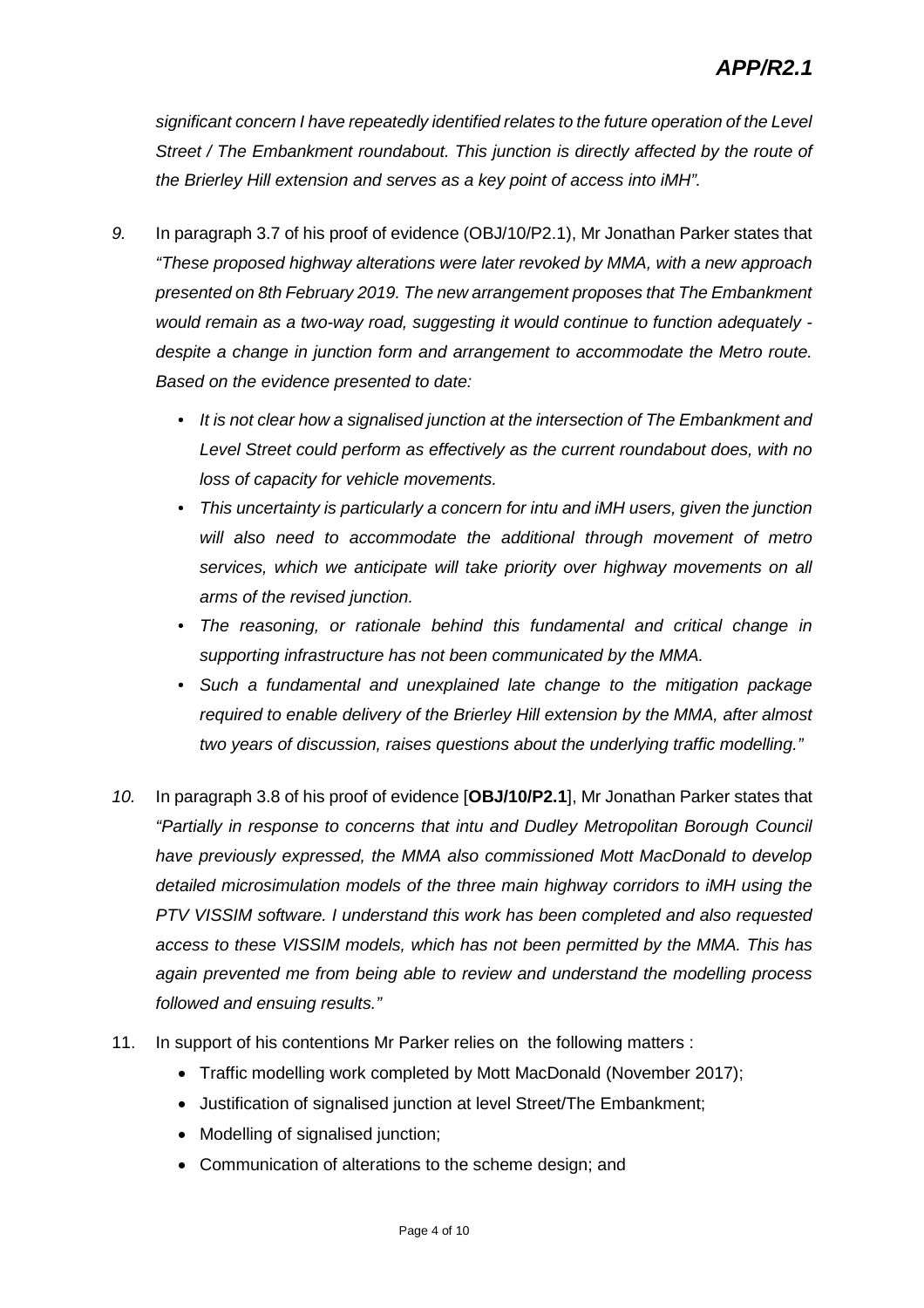*significant concern I have repeatedly identified relates to the future operation of the Level Street / The Embankment roundabout. This junction is directly affected by the route of the Brierley Hill extension and serves as a key point of access into iMH".*

*9.* In paragraph 3.7 of his proof of evidence (OBJ/10/P2.1), Mr Jonathan Parker states that *"These proposed highway alterations were later revoked by MMA, with a new approach presented on 8th February 2019. The new arrangement proposes that The Embankment would remain as a two-way road, suggesting it would continue to function adequately - despite a change in junction form and arrangement to accommodate the Metro route. Based on the evidence presented to date:*

- *It is not clear how a signalised junction at the intersection of The Embankment and Level Street could perform as effectively as the current roundabout does, with no loss of capacity for vehicle movements.*
- *This uncertainty is particularly a concern for intu and iMH users, given the junction will also need to accommodate the additional through movement of metro services, which we anticipate will take priority over highway movements on all arms of the revised junction.*
- *The reasoning, or rationale behind this fundamental and critical change in supporting infrastructure has not been communicated by the MMA.*
- *Such a fundamental and unexplained late change to the mitigation package required to enable delivery of the Brierley Hill extension by the MMA, after almost two years of discussion, raises questions about the underlying traffic modelling."*

*10.* In paragraph 3.8 of his proof of evidence [**OBJ/10/P2.1**], Mr Jonathan Parker states that *"Partially in response to concerns that intu and Dudley Metropolitan Borough Council have previously expressed, the MMA also commissioned Mott MacDonald to develop detailed microsimulation models of the three main highway corridors to iMH using the PTV VISSIM software. I understand this work has been completed and also requested access to these VISSIM models, which has not been permitted by the MMA. This has again prevented me from being able to review and understand the modelling process followed and ensuing results."*

11. In support of his contentions Mr Parker relies on the following matters :
    - Traffic modelling work completed by Mott MacDonald (November 2017);
    - Justification of signalised junction at level Street/The Embankment;
    - Modelling of signalised junction;
    - Communication of alterations to the scheme design; and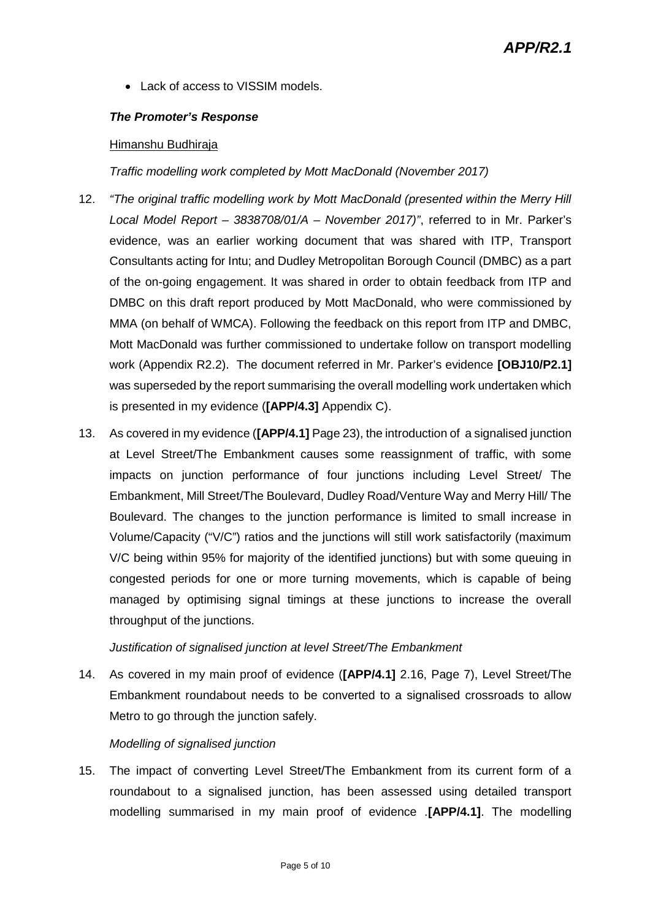- Lack of access to VISSIM models.

***The Promoter's Response***

Himanshu Budhiraja

*Traffic modelling work completed by Mott MacDonald (November 2017)*

12. *"The original traffic modelling work by Mott MacDonald (presented within the Merry Hill Local Model Report – 3838708/01/A – November 2017)"*, referred to in Mr. Parker's evidence, was an earlier working document that was shared with ITP, Transport Consultants acting for Intu; and Dudley Metropolitan Borough Council (DMBC) as a part of the on-going engagement. It was shared in order to obtain feedback from ITP and DMBC on this draft report produced by Mott MacDonald, who were commissioned by MMA (on behalf of WMCA). Following the feedback on this report from ITP and DMBC, Mott MacDonald was further commissioned to undertake follow on transport modelling work (Appendix R2.2). The document referred in Mr. Parker's evidence **[OBJ10/P2.1]** was superseded by the report summarising the overall modelling work undertaken which is presented in my evidence (**[APP/4.3]** Appendix C).

13. As covered in my evidence (**[APP/4.1]** Page 23), the introduction of a signalised junction at Level Street/The Embankment causes some reassignment of traffic, with some impacts on junction performance of four junctions including Level Street/ The Embankment, Mill Street/The Boulevard, Dudley Road/Venture Way and Merry Hill/ The Boulevard. The changes to the junction performance is limited to small increase in Volume/Capacity ("V/C") ratios and the junctions will still work satisfactorily (maximum V/C being within 95% for majority of the identified junctions) but with some queuing in congested periods for one or more turning movements, which is capable of being managed by optimising signal timings at these junctions to increase the overall throughput of the junctions.

*Justification of signalised junction at level Street/The Embankment*

14. As covered in my main proof of evidence (**[APP/4.1]** 2.16, Page 7), Level Street/The Embankment roundabout needs to be converted to a signalised crossroads to allow Metro to go through the junction safely.

*Modelling of signalised junction*

15. The impact of converting Level Street/The Embankment from its current form of a roundabout to a signalised junction, has been assessed using detailed transport modelling summarised in my main proof of evidence .**[APP/4.1]**. The modelling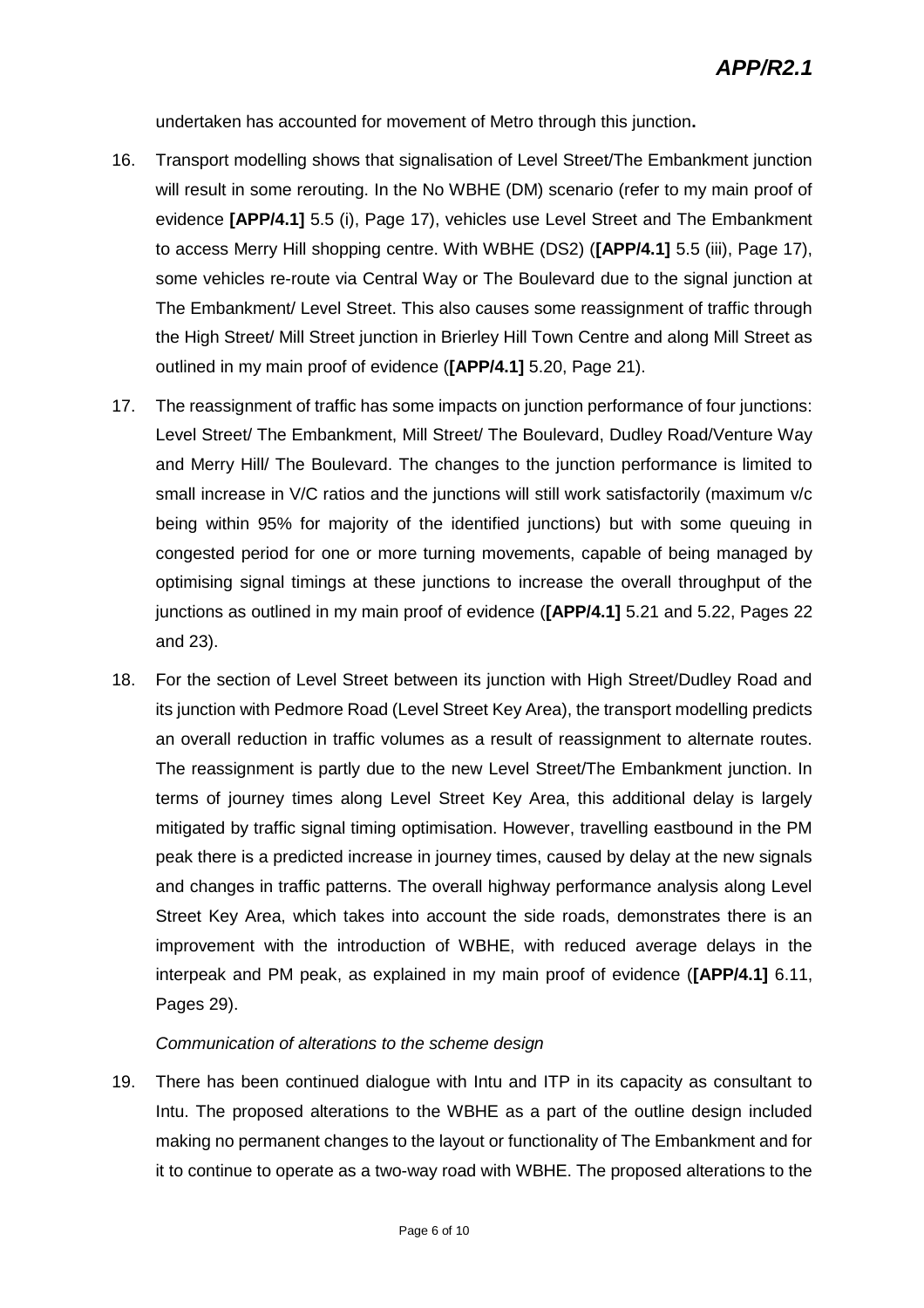undertaken has accounted for movement of Metro through this junction**.**

16. Transport modelling shows that signalisation of Level Street/The Embankment junction will result in some rerouting. In the No WBHE (DM) scenario (refer to my main proof of evidence **[APP/4.1]** 5.5 (i), Page 17), vehicles use Level Street and The Embankment to access Merry Hill shopping centre. With WBHE (DS2) (**[APP/4.1]** 5.5 (iii), Page 17), some vehicles re-route via Central Way or The Boulevard due to the signal junction at The Embankment/ Level Street. This also causes some reassignment of traffic through the High Street/ Mill Street junction in Brierley Hill Town Centre and along Mill Street as outlined in my main proof of evidence (**[APP/4.1]** 5.20, Page 21).

17. The reassignment of traffic has some impacts on junction performance of four junctions: Level Street/ The Embankment, Mill Street/ The Boulevard, Dudley Road/Venture Way and Merry Hill/ The Boulevard. The changes to the junction performance is limited to small increase in V/C ratios and the junctions will still work satisfactorily (maximum v/c being within 95% for majority of the identified junctions) but with some queuing in congested period for one or more turning movements, capable of being managed by optimising signal timings at these junctions to increase the overall throughput of the junctions as outlined in my main proof of evidence (**[APP/4.1]** 5.21 and 5.22, Pages 22 and 23).

18. For the section of Level Street between its junction with High Street/Dudley Road and its junction with Pedmore Road (Level Street Key Area), the transport modelling predicts an overall reduction in traffic volumes as a result of reassignment to alternate routes. The reassignment is partly due to the new Level Street/The Embankment junction. In terms of journey times along Level Street Key Area, this additional delay is largely mitigated by traffic signal timing optimisation. However, travelling eastbound in the PM peak there is a predicted increase in journey times, caused by delay at the new signals and changes in traffic patterns. The overall highway performance analysis along Level Street Key Area, which takes into account the side roads, demonstrates there is an improvement with the introduction of WBHE, with reduced average delays in the interpeak and PM peak, as explained in my main proof of evidence (**[APP/4.1]** 6.11, Pages 29).

*Communication of alterations to the scheme design*

19. There has been continued dialogue with Intu and ITP in its capacity as consultant to Intu. The proposed alterations to the WBHE as a part of the outline design included making no permanent changes to the layout or functionality of The Embankment and for it to continue to operate as a two-way road with WBHE. The proposed alterations to the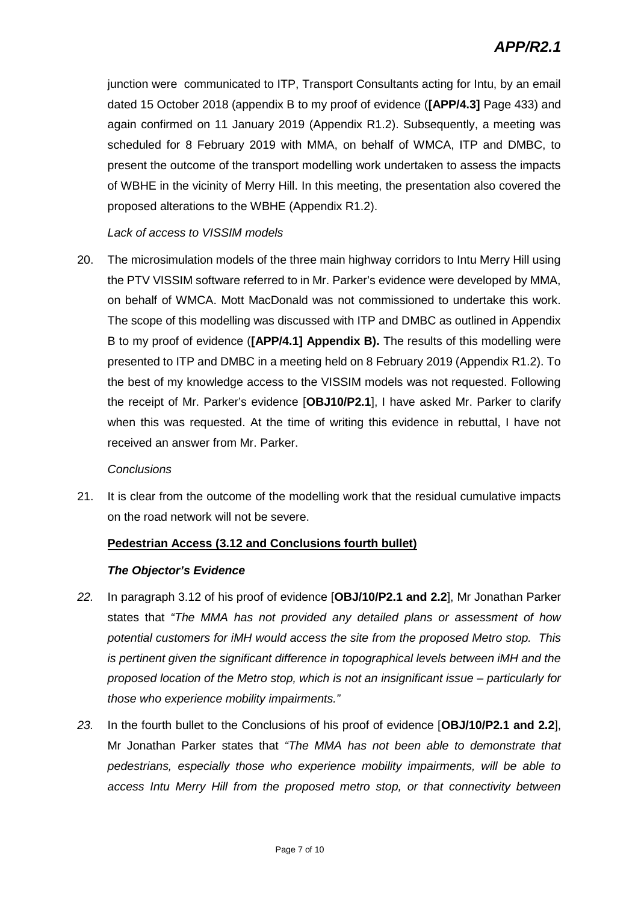junction were communicated to ITP, Transport Consultants acting for Intu, by an email dated 15 October 2018 (appendix B to my proof of evidence (**[APP/4.3]** Page 433) and again confirmed on 11 January 2019 (Appendix R1.2). Subsequently, a meeting was scheduled for 8 February 2019 with MMA, on behalf of WMCA, ITP and DMBC, to present the outcome of the transport modelling work undertaken to assess the impacts of WBHE in the vicinity of Merry Hill. In this meeting, the presentation also covered the proposed alterations to the WBHE (Appendix R1.2).

*Lack of access to VISSIM models*

20. The microsimulation models of the three main highway corridors to Intu Merry Hill using the PTV VISSIM software referred to in Mr. Parker's evidence were developed by MMA, on behalf of WMCA. Mott MacDonald was not commissioned to undertake this work. The scope of this modelling was discussed with ITP and DMBC as outlined in Appendix B to my proof of evidence (**[APP/4.1] Appendix B).** The results of this modelling were presented to ITP and DMBC in a meeting held on 8 February 2019 (Appendix R1.2). To the best of my knowledge access to the VISSIM models was not requested. Following the receipt of Mr. Parker's evidence [**OBJ10/P2.1**], I have asked Mr. Parker to clarify when this was requested. At the time of writing this evidence in rebuttal, I have not received an answer from Mr. Parker.

*Conclusions*

21. It is clear from the outcome of the modelling work that the residual cumulative impacts on the road network will not be severe.

**Pedestrian Access (3.12 and Conclusions fourth bullet)**

***The Objector's Evidence***

22. In paragraph 3.12 of his proof of evidence [**OBJ/10/P2.1 and 2.2**], Mr Jonathan Parker states that *"The MMA has not provided any detailed plans or assessment of how potential customers for iMH would access the site from the proposed Metro stop. This is pertinent given the significant difference in topographical levels between iMH and the proposed location of the Metro stop, which is not an insignificant issue – particularly for those who experience mobility impairments."*

23. In the fourth bullet to the Conclusions of his proof of evidence [**OBJ/10/P2.1 and 2.2**], Mr Jonathan Parker states that *"The MMA has not been able to demonstrate that pedestrians, especially those who experience mobility impairments, will be able to access Intu Merry Hill from the proposed metro stop, or that connectivity between*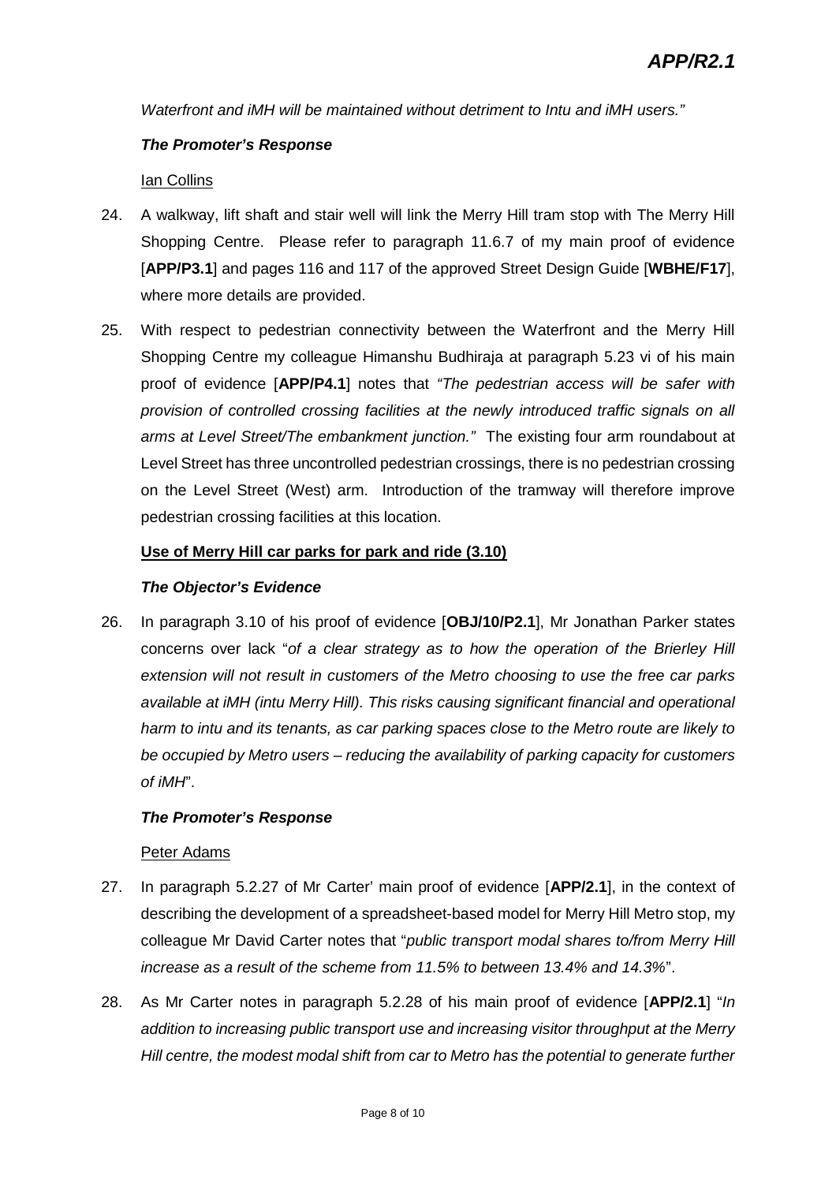*Waterfront and iMH will be maintained without detriment to Intu and iMH users."*

***The Promoter's Response***

<u>Ian Collins</u>

24. A walkway, lift shaft and stair well will link the Merry Hill tram stop with The Merry Hill Shopping Centre. Please refer to paragraph 11.6.7 of my main proof of evidence [**APP/P3.1**] and pages 116 and 117 of the approved Street Design Guide [**WBHE/F17**], where more details are provided.

25. With respect to pedestrian connectivity between the Waterfront and the Merry Hill Shopping Centre my colleague Himanshu Budhiraja at paragraph 5.23 vi of his main proof of evidence [**APP/P4.1**] notes that *"The pedestrian access will be safer with provision of controlled crossing facilities at the newly introduced traffic signals on all arms at Level Street/The embankment junction."* The existing four arm roundabout at Level Street has three uncontrolled pedestrian crossings, there is no pedestrian crossing on the Level Street (West) arm. Introduction of the tramway will therefore improve pedestrian crossing facilities at this location.

**<u>Use of Merry Hill car parks for park and ride (3.10)</u>**

***The Objector's Evidence***

26. In paragraph 3.10 of his proof of evidence [**OBJ/10/P2.1**], Mr Jonathan Parker states concerns over lack "*of a clear strategy as to how the operation of the Brierley Hill extension will not result in customers of the Metro choosing to use the free car parks available at iMH (intu Merry Hill). This risks causing significant financial and operational harm to intu and its tenants, as car parking spaces close to the Metro route are likely to be occupied by Metro users – reducing the availability of parking capacity for customers of iMH*".

***The Promoter's Response***

<u>Peter Adams</u>

27. In paragraph 5.2.27 of Mr Carter' main proof of evidence [**APP/2.1**], in the context of describing the development of a spreadsheet-based model for Merry Hill Metro stop, my colleague Mr David Carter notes that "*public transport modal shares to/from Merry Hill increase as a result of the scheme from 11.5% to between 13.4% and 14.3%*".

28. As Mr Carter notes in paragraph 5.2.28 of his main proof of evidence [**APP/2.1**] "*In addition to increasing public transport use and increasing visitor throughput at the Merry Hill centre, the modest modal shift from car to Metro has the potential to generate further*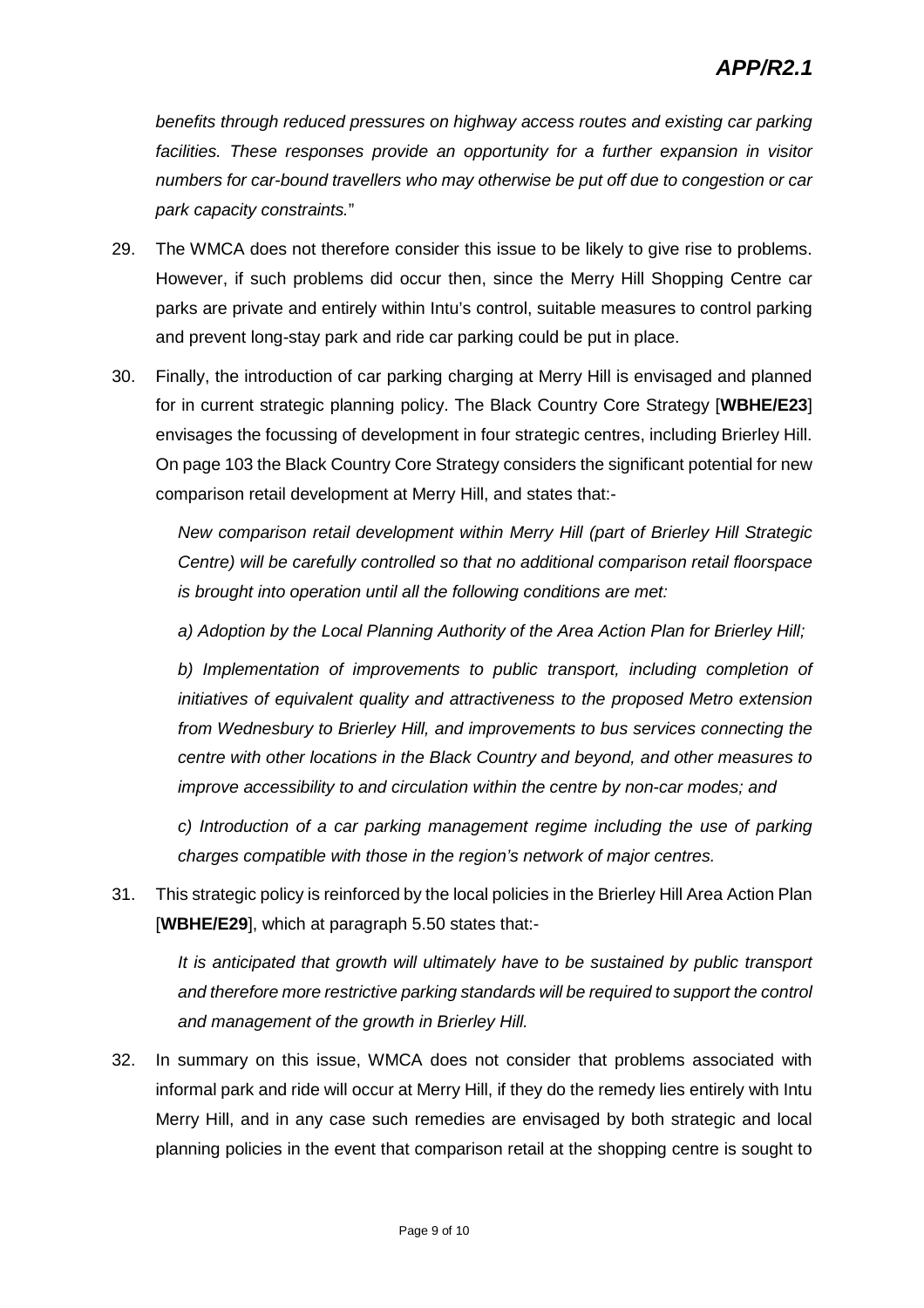*benefits through reduced pressures on highway access routes and existing car parking facilities. These responses provide an opportunity for a further expansion in visitor numbers for car-bound travellers who may otherwise be put off due to congestion or car park capacity constraints.*"

29. The WMCA does not therefore consider this issue to be likely to give rise to problems. However, if such problems did occur then, since the Merry Hill Shopping Centre car parks are private and entirely within Intu's control, suitable measures to control parking and prevent long-stay park and ride car parking could be put in place.

30. Finally, the introduction of car parking charging at Merry Hill is envisaged and planned for in current strategic planning policy. The Black Country Core Strategy [**WBHE/E23**] envisages the focussing of development in four strategic centres, including Brierley Hill. On page 103 the Black Country Core Strategy considers the significant potential for new comparison retail development at Merry Hill, and states that:-

    *New comparison retail development within Merry Hill (part of Brierley Hill Strategic Centre) will be carefully controlled so that no additional comparison retail floorspace is brought into operation until all the following conditions are met:*

    *a) Adoption by the Local Planning Authority of the Area Action Plan for Brierley Hill;*

    *b) Implementation of improvements to public transport, including completion of initiatives of equivalent quality and attractiveness to the proposed Metro extension from Wednesbury to Brierley Hill, and improvements to bus services connecting the centre with other locations in the Black Country and beyond, and other measures to improve accessibility to and circulation within the centre by non-car modes; and*

    *c) Introduction of a car parking management regime including the use of parking charges compatible with those in the region's network of major centres.*

31. This strategic policy is reinforced by the local policies in the Brierley Hill Area Action Plan [**WBHE/E29**], which at paragraph 5.50 states that:-

    *It is anticipated that growth will ultimately have to be sustained by public transport and therefore more restrictive parking standards will be required to support the control and management of the growth in Brierley Hill.*

32. In summary on this issue, WMCA does not consider that problems associated with informal park and ride will occur at Merry Hill, if they do the remedy lies entirely with Intu Merry Hill, and in any case such remedies are envisaged by both strategic and local planning policies in the event that comparison retail at the shopping centre is sought to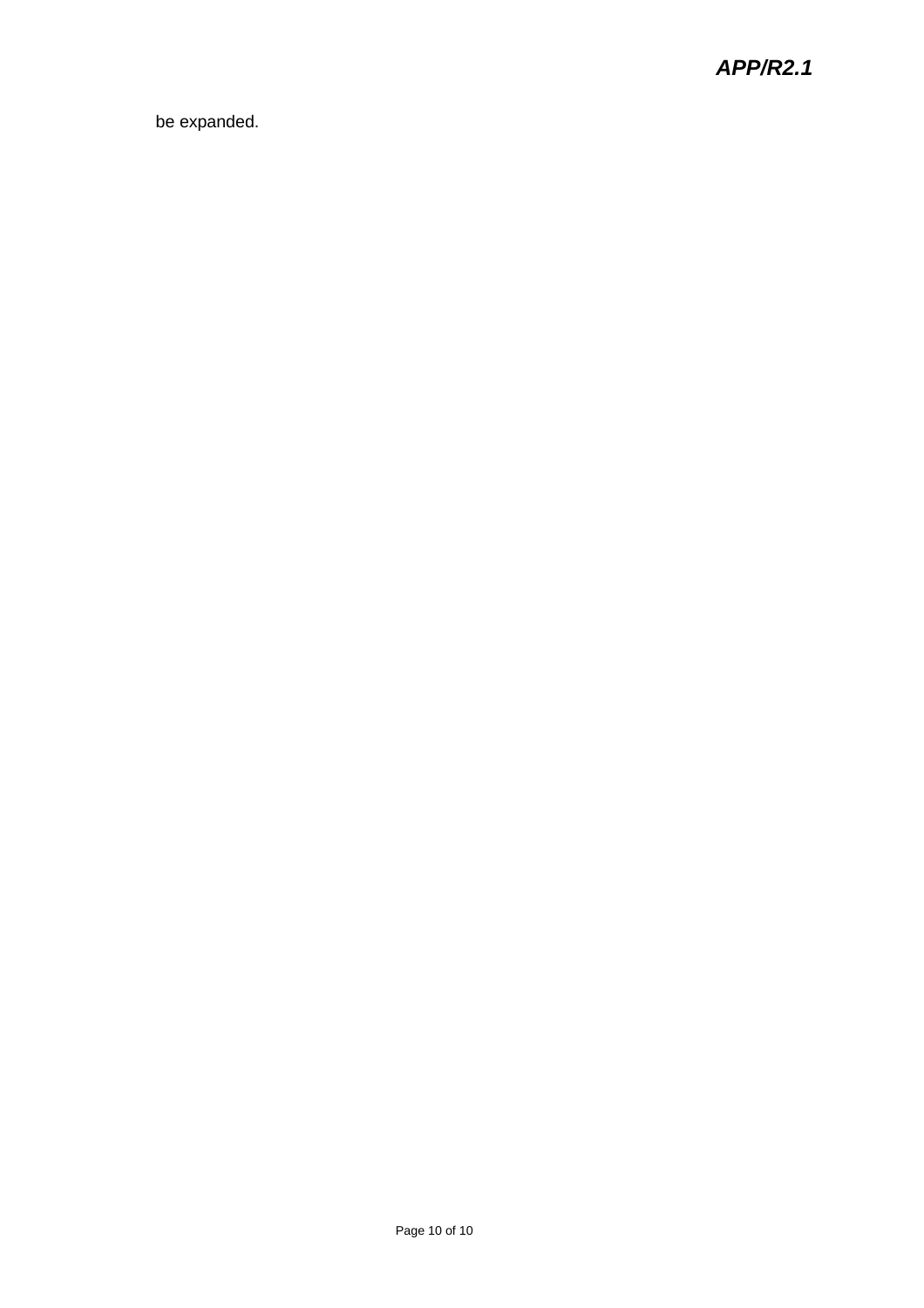be expanded.